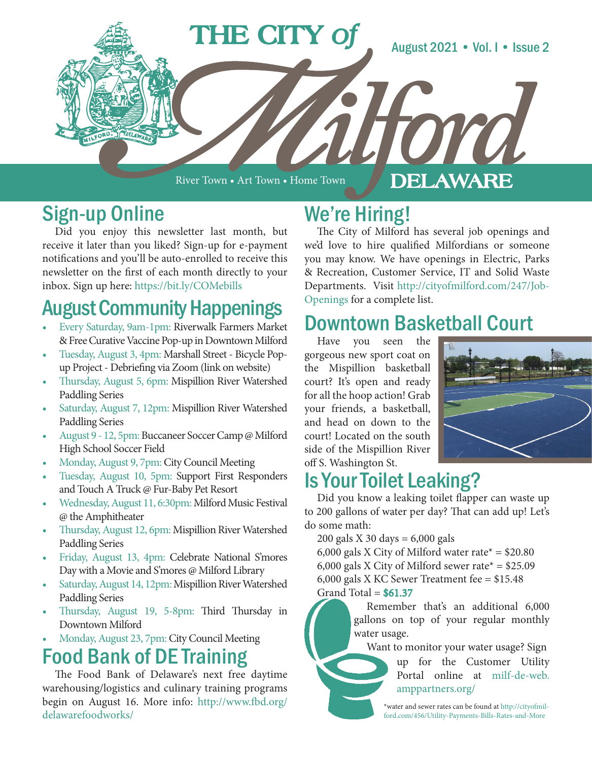# THE CITY of Milford DELAWARE

River Town • Art Town • Home Town

August 2021 • Vol. I • Issue 2

## Sign-up Online

Did you enjoy this newsletter last month, but receive it later than you liked? Sign-up for e-payment notifications and you'll be auto-enrolled to receive this newsletter on the first of each month directly to your inbox. Sign up here: https://bit.ly/COMebills

## August Community Happenings

- Every Saturday, 9am-1pm: Riverwalk Farmers Market & Free Curative Vaccine Pop-up in Downtown Milford
- Tuesday, August 3, 4pm: Marshall Street - Bicycle Pop-up Project - Debriefing via Zoom (link on website)
- Thursday, August 5, 6pm: Mispillion River Watershed Paddling Series
- Saturday, August 7, 12pm: Mispillion River Watershed Paddling Series
- August 9 - 12, 5pm: Buccaneer Soccer Camp @ Milford High School Soccer Field
- Monday, August 9, 7pm: City Council Meeting
- Tuesday, August 10, 5pm: Support First Responders and Touch A Truck @ Fur-Baby Pet Resort
- Wednesday, August 11, 6:30pm: Milford Music Festival @ the Amphitheater
- Thursday, August 12, 6pm: Mispillion River Watershed Paddling Series
- Friday, August 13, 4pm: Celebrate National S'mores Day with a Movie and S'mores @ Milford Library
- Saturday, August 14, 12pm: Mispillion River Watershed Paddling Series
- Thursday, August 19, 5-8pm: Third Thursday in Downtown Milford
- Monday, August 23, 7pm: City Council Meeting

## Food Bank of DE Training

The Food Bank of Delaware's next free daytime warehousing/logistics and culinary training programs begin on August 16. More info: http://www.fbd.org/delawarefoodworks/

## We're Hiring!

The City of Milford has several job openings and we'd love to hire qualified Milfordians or someone you may know. We have openings in Electric, Parks & Recreation, Customer Service, IT and Solid Waste Departments. Visit http://cityofmilford.com/247/Job-Openings for a complete list.

## Downtown Basketball Court

Have you seen the gorgeous new sport coat on the Mispillion basketball court? It's open and ready for all the hoop action! Grab your friends, a basketball, and head on down to the court! Located on the south side of the Mispillion River off S. Washington St.

## Is Your Toilet Leaking?

Did you know a leaking toilet flapper can waste up to 200 gallons of water per day? That can add up! Let's do some math:

200 gals X 30 days = 6,000 gals
6,000 gals X City of Milford water rate* = $20.80
6,000 gals X City of Milford sewer rate* = $25.09
6,000 gals X KC Sewer Treatment fee = $15.48
Grand Total = **$61.37**

Remember that's an additional 6,000 gallons on top of your regular monthly water usage.

Want to monitor your water usage? Sign up for the Customer Utility Portal online at milf-de-web.amppartners.org/

*water and sewer rates can be found at http://cityofmilford.com/456/Utility-Payments-Bills-Rates-and-More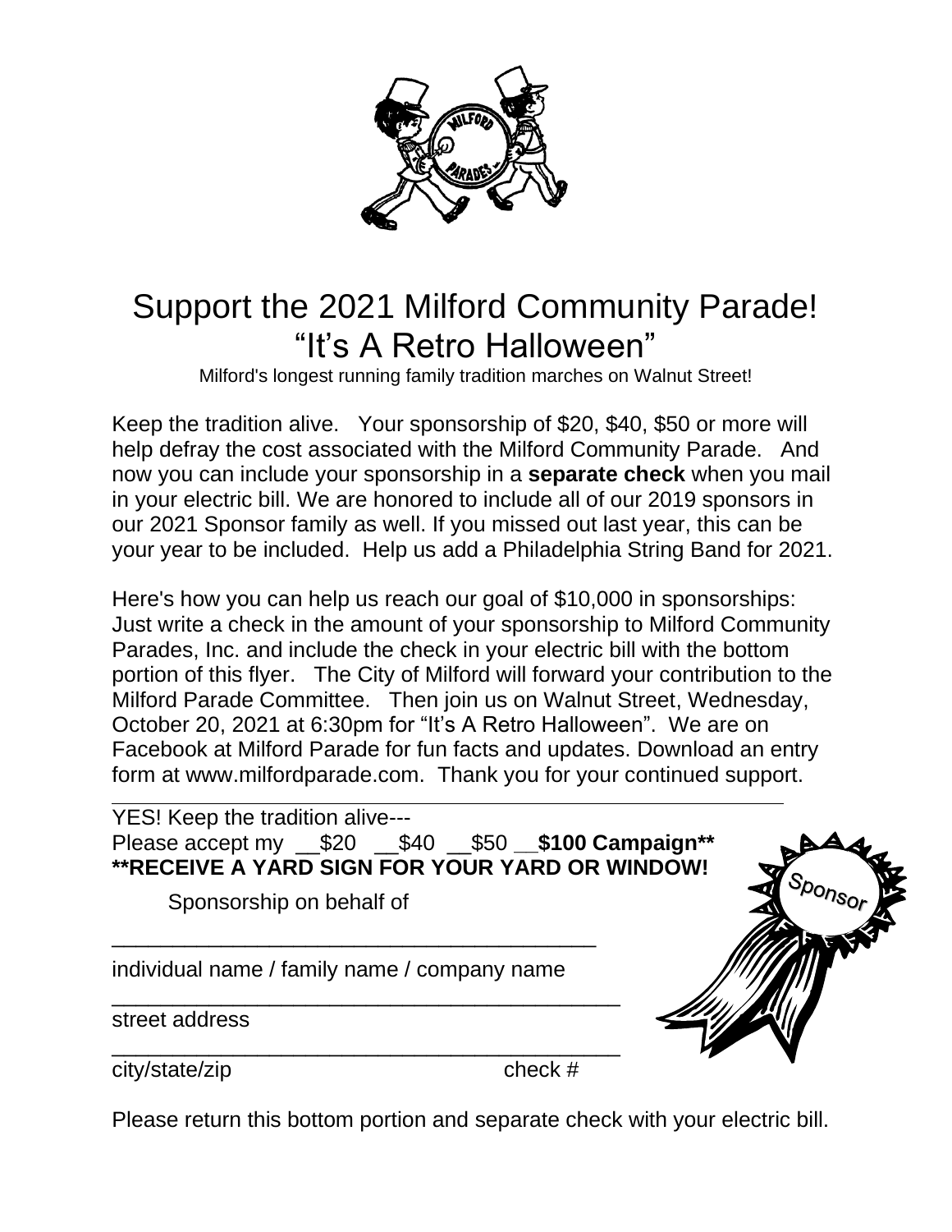# Support the 2021 Milford Community Parade!
# "It's A Retro Halloween"

Milford's longest running family tradition marches on Walnut Street!

Keep the tradition alive. Your sponsorship of $20, $40, $50 or more will help defray the cost associated with the Milford Community Parade. And now you can include your sponsorship in a **separate check** when you mail in your electric bill. We are honored to include all of our 2019 sponsors in our 2021 Sponsor family as well. If you missed out last year, this can be your year to be included. Help us add a Philadelphia String Band for 2021.

Here's how you can help us reach our goal of $10,000 in sponsorships: Just write a check in the amount of your sponsorship to Milford Community Parades, Inc. and include the check in your electric bill with the bottom portion of this flyer. The City of Milford will forward your contribution to the Milford Parade Committee. Then join us on Walnut Street, Wednesday, October 20, 2021 at 6:30pm for "It's A Retro Halloween". We are on Facebook at Milford Parade for fun facts and updates. Download an entry form at www.milfordparade.com. Thank you for your continued support.

---

YES! Keep the tradition alive---

Please accept my __$20 __$40 __$50 __**$100 Campaign\*\***

**\*\*RECEIVE A YARD SIGN FOR YOUR YARD OR WINDOW!**

Sponsorship on behalf of

\_\_\_\_\_\_\_\_\_\_\_\_\_\_\_\_\_\_\_\_\_\_\_\_\_\_\_\_\_\_\_\_\_\_\_\_\_\_\_\_

individual name / family name / company name

\_\_\_\_\_\_\_\_\_\_\_\_\_\_\_\_\_\_\_\_\_\_\_\_\_\_\_\_\_\_\_\_\_\_\_\_\_\_\_\_

street address

\_\_\_\_\_\_\_\_\_\_\_\_\_\_\_\_\_\_\_\_\_\_\_\_\_\_\_\_\_\_\_\_\_\_\_\_\_\_\_\_

city/state/zip check #

Sponsor

Please return this bottom portion and separate check with your electric bill.